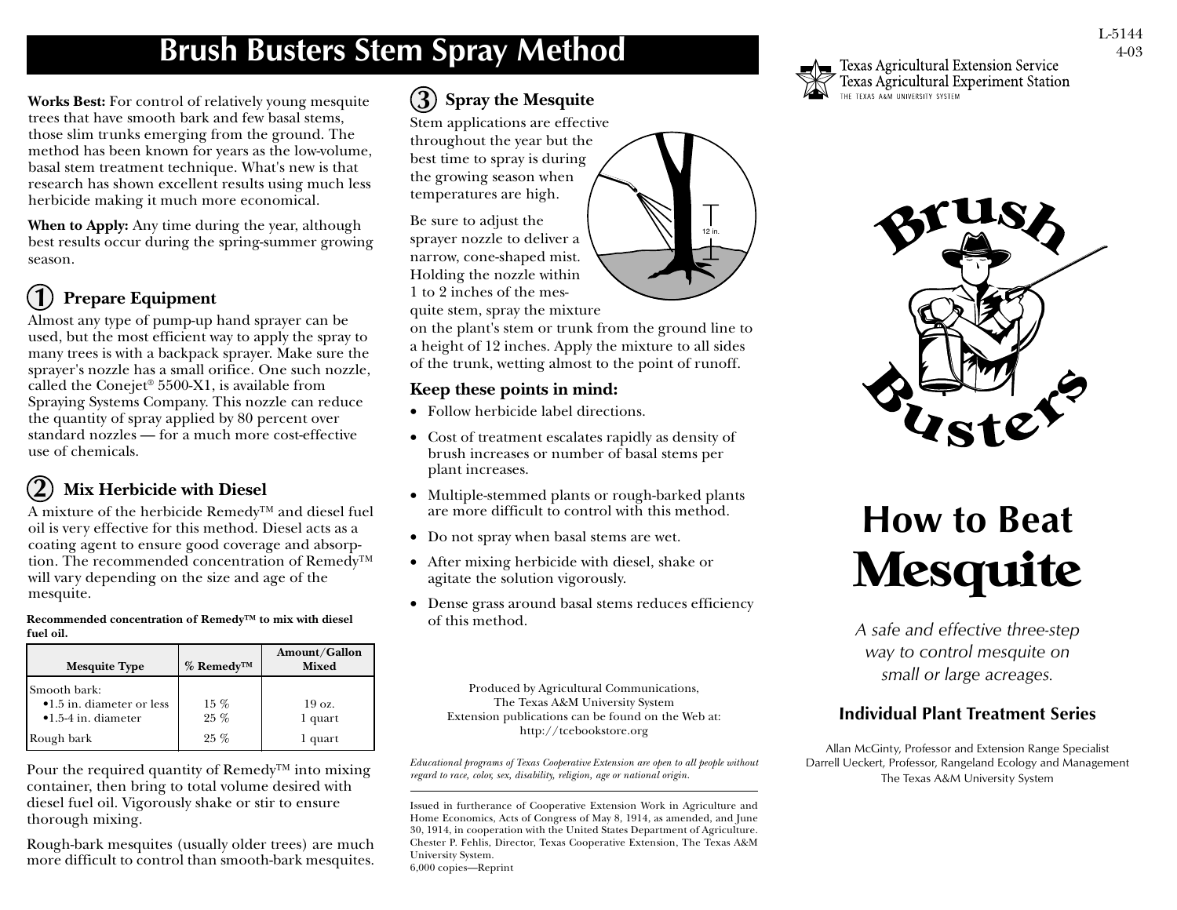# Brush Busters Stem Spray Method

**Works Best:** For control of relatively young mesquite trees that have smooth bark and few basal stems, those slim trunks emerging from the ground. The method has been known for years as the low-volume, basal stem treatment technique. What's new is that research has shown excellent results using much less herbicide making it much more economical.

**When to Apply:** Any time during the year, although best results occur during the spring-summer growing season.

## 1 Prepare Equipment

Almost any type of pump-up hand sprayer can be used, but the most efficient way to apply the spray to many trees is with a backpack sprayer. Make sure the sprayer's nozzle has a small orifice. One such nozzle, called the Conejet® 5500-X1, is available from Spraying Systems Company. This nozzle can reduce the quantity of spray applied by 80 percent over standard nozzles — for a much more cost-effective use of chemicals.

## 2 Mix Herbicide with Diesel

A mixture of the herbicide Remedy™ and diesel fuel oil is very effective for this method. Diesel acts as a coating agent to ensure good coverage and absorption. The recommended concentration of Remedy™ will vary depending on the size and age of the mesquite.

**Recommended concentration of Remedy™ to mix with diesel fuel oil.**

| Mesquite Type | % Remedy™ | Amount/Gallon Mixed |
|---|---|---|
| Smooth bark: | | |
| •1.5 in. diameter or less | 15 % | 19 oz. |
| •1.5-4 in. diameter | 25 % | 1 quart |
| Rough bark | 25 % | 1 quart |

Pour the required quantity of Remedy™ into mixing container, then bring to total volume desired with diesel fuel oil. Vigorously shake or stir to ensure thorough mixing.

Rough-bark mesquites (usually older trees) are much more difficult to control than smooth-bark mesquites.

## 3 Spray the Mesquite

Stem applications are effective throughout the year but the best time to spray is during the growing season when temperatures are high.

12 in.

Be sure to adjust the sprayer nozzle to deliver a narrow, cone-shaped mist. Holding the nozzle within 1 to 2 inches of the mesquite stem, spray the mixture on the plant's stem or trunk from the ground line to a height of 12 inches. Apply the mixture to all sides of the trunk, wetting almost to the point of runoff.

### Keep these points in mind:

- Follow herbicide label directions.
- Cost of treatment escalates rapidly as density of brush increases or number of basal stems per plant increases.
- Multiple-stemmed plants or rough-barked plants are more difficult to control with this method.
- Do not spray when basal stems are wet.
- After mixing herbicide with diesel, shake or agitate the solution vigorously.
- Dense grass around basal stems reduces efficiency of this method.

Produced by Agricultural Communications,
The Texas A&M University System
Extension publications can be found on the Web at:
http://tcebookstore.org

*Educational programs of Texas Cooperative Extension are open to all people without regard to race, color, sex, disability, religion, age or national origin.*

Issued in furtherance of Cooperative Extension Work in Agriculture and Home Economics, Acts of Congress of May 8, 1914, as amended, and June 30, 1914, in cooperation with the United States Department of Agriculture. Chester P. Fehlis, Director, Texas Cooperative Extension, The Texas A&M University System.
6,000 copies—Reprint

L-5144
4-03

Texas Agricultural Extension Service
Texas Agricultural Experiment Station
THE TEXAS A&M UNIVERSITY SYSTEM

Brush Busters

# How to Beat Mesquite

*A safe and effective three-step way to control mesquite on small or large acreages.*

### Individual Plant Treatment Series

Allan McGinty, Professor and Extension Range Specialist
Darrell Ueckert, Professor, Rangeland Ecology and Management
The Texas A&M University System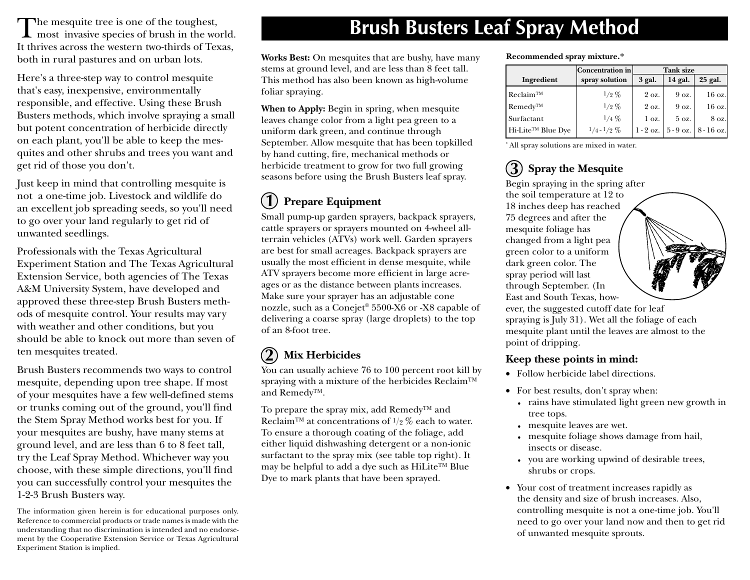The mesquite tree is one of the toughest, most invasive species of brush in the world. It thrives across the western two-thirds of Texas, both in rural pastures and on urban lots.

Here's a three-step way to control mesquite that's easy, inexpensive, environmentally responsible, and effective. Using these Brush Busters methods, which involve spraying a small but potent concentration of herbicide directly on each plant, you'll be able to keep the mesquites and other shrubs and trees you want and get rid of those you don't.

Just keep in mind that controlling mesquite is not a one-time job. Livestock and wildlife do an excellent job spreading seeds, so you'll need to go over your land regularly to get rid of unwanted seedlings.

Professionals with the Texas Agricultural Experiment Station and The Texas Agricultural Extension Service, both agencies of The Texas A&M University System, have developed and approved these three-step Brush Busters methods of mesquite control. Your results may vary with weather and other conditions, but you should be able to knock out more than seven of ten mesquites treated.

Brush Busters recommends two ways to control mesquite, depending upon tree shape. If most of your mesquites have a few well-defined stems or trunks coming out of the ground, you'll find the Stem Spray Method works best for you. If your mesquites are bushy, have many stems at ground level, and are less than 6 to 8 feet tall, try the Leaf Spray Method. Whichever way you choose, with these simple directions, you'll find you can successfully control your mesquites the 1-2-3 Brush Busters way.

The information given herein is for educational purposes only. Reference to commercial products or trade names is made with the understanding that no discrimination is intended and no endorsement by the Cooperative Extension Service or Texas Agricultural Experiment Station is implied.

# Brush Busters Leaf Spray Method

**Works Best:** On mesquites that are bushy, have many stems at ground level, and are less than 8 feet tall. This method has also been known as high-volume foliar spraying.

**When to Apply:** Begin in spring, when mesquite leaves change color from a light pea green to a uniform dark green, and continue through September. Allow mesquite that has been topkilled by hand cutting, fire, mechanical methods or herbicide treatment to grow for two full growing seasons before using the Brush Busters leaf spray.

## 1 Prepare Equipment

Small pump-up garden sprayers, backpack sprayers, cattle sprayers or sprayers mounted on 4-wheel all-terrain vehicles (ATVs) work well. Garden sprayers are best for small acreages. Backpack sprayers are usually the most efficient in dense mesquite, while ATV sprayers become more efficient in large acreages or as the distance between plants increases. Make sure your sprayer has an adjustable cone nozzle, such as a Conejet® 5500-X6 or -X8 capable of delivering a coarse spray (large droplets) to the top of an 8-foot tree.

## 2 Mix Herbicides

You can usually achieve 76 to 100 percent root kill by spraying with a mixture of the herbicides Reclaim™ and Remedy™.

To prepare the spray mix, add Remedy™ and Reclaim™ at concentrations of 1/2 % each to water. To ensure a thorough coating of the foliage, add either liquid dishwashing detergent or a non-ionic surfactant to the spray mix (see table top right). It may be helpful to add a dye such as HiLite™ Blue Dye to mark plants that have been sprayed.

**Recommended spray mixture.***

| Ingredient | Concentration in spray solution | Tank size | | |
|---|---|---|---|---|
| | | 3 gal. | 14 gal. | 25 gal. |
| Reclaim™ | 1/2 % | 2 oz. | 9 oz. | 16 oz. |
| Remedy™ | 1/2 % | 2 oz. | 9 oz. | 16 oz. |
| Surfactant | 1/4 % | 1 oz. | 5 oz. | 8 oz. |
| Hi-Lite™ Blue Dye | 1/4 - 1/2 % | 1 - 2 oz. | 5 - 9 oz. | 8 - 16 oz. |

* All spray solutions are mixed in water.

## 3 Spray the Mesquite

Begin spraying in the spring after the soil temperature at 12 to 18 inches deep has reached 75 degrees and after the mesquite foliage has changed from a light pea green color to a uniform dark green color. The spray period will last through September. (In East and South Texas, however, the suggested cutoff date for leaf spraying is July 31). Wet all the foliage of each mesquite plant until the leaves are almost to the point of dripping.

### Keep these points in mind:

- Follow herbicide label directions.
- For best results, don't spray when:
  - rains have stimulated light green new growth in tree tops.
  - mesquite leaves are wet.
  - mesquite foliage shows damage from hail, insects or disease.
  - you are working upwind of desirable trees, shrubs or crops.
- Your cost of treatment increases rapidly as the density and size of brush increases. Also, controlling mesquite is not a one-time job. You'll need to go over your land now and then to get rid of unwanted mesquite sprouts.